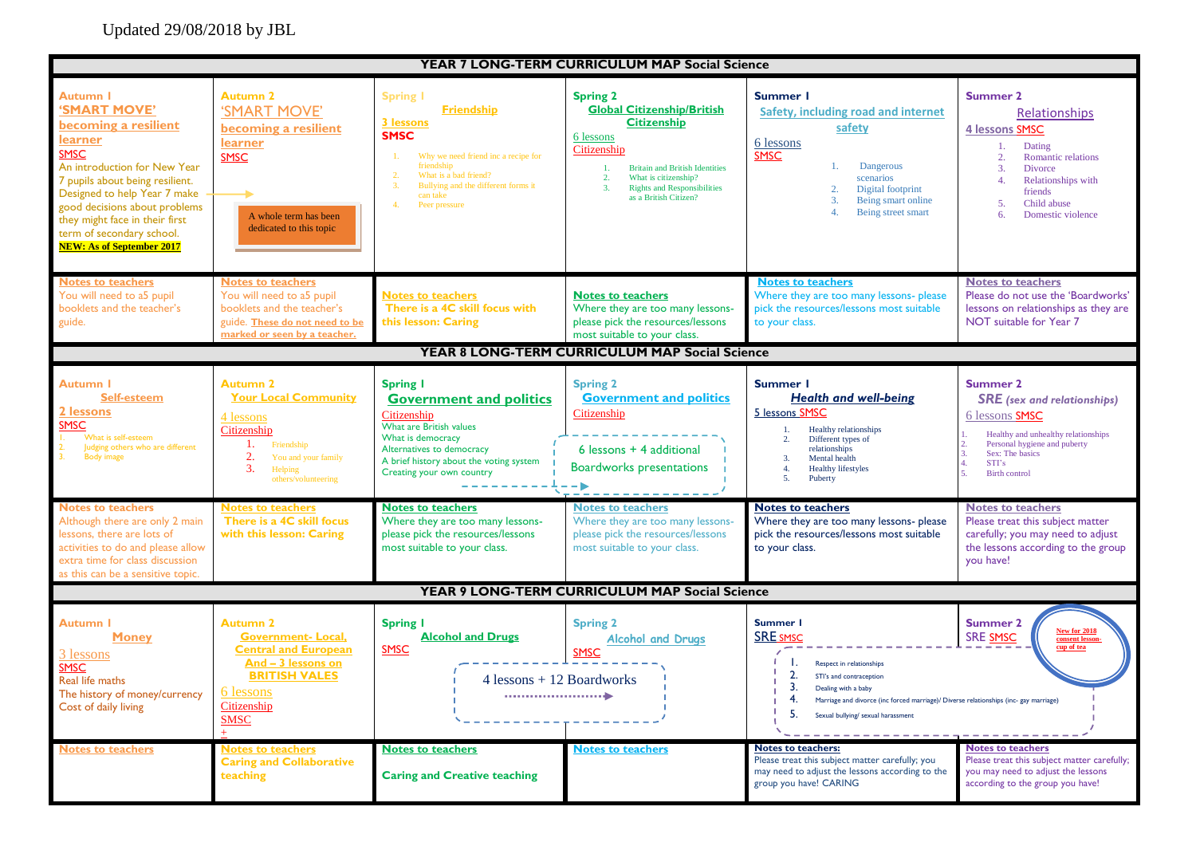Updated 29/08/2018 by JBL

## YEAR 7 LONG-TERM CURRICULUM MAP Social Science

| Autumn 1 | Autumn 2 | Spring 1 | Spring 2 | Summer 1 | Summer 2 |
|---|---|---|---|---|---|
| **'SMART MOVE' becoming a resilient learner**<br>SMSC<br>An introduction for New Year 7 pupils about being resilient. Designed to help Year 7 make good decisions about problems they might face in their first term of secondary school.<br>**NEW: As of September 2017** | 'SMART MOVE' becoming a resilient learner<br>SMSC<br>A whole term has been dedicated to this topic | **Friendship**<br>3 lessons<br>**SMSC**<br>1. Why we need friend inc a recipe for friendship<br>2. What is a bad friend?<br>3. Bullying and the different forms it can take<br>4. Peer pressure | **Global Citizenship/British Citizenship**<br>6 lessons<br>Citizenship<br>1. Britain and British Identities<br>2. What is citizenship?<br>3. Rights and Responsibilities as a British Citizen? | **Safety, including road and internet safety**<br>6 lessons<br>SMSC<br>1. Dangerous scenarios<br>2. Digital footprint<br>3. Being smart online<br>4. Being street smart | Relationships<br>4 lessons SMSC<br>1. Dating<br>2. Romantic relations<br>3. Divorce<br>4. Relationships with friends<br>5. Child abuse<br>6. Domestic violence |
| **Notes to teachers**<br>You will need to a5 pupil booklets and the teacher's guide. | **Notes to teachers**<br>You will need to a5 pupil booklets and the teacher's guide. **These do not need to be marked or seen by a teacher.** | **Notes to teachers**<br>**There is a 4C skill focus with this lesson: Caring** | **Notes to teachers**<br>Where they are too many lessons- please pick the resources/lessons most suitable to your class. | **Notes to teachers**<br>Where they are too many lessons- please pick the resources/lessons most suitable to your class. | **Notes to teachers**<br>Please do not use the 'Boardworks' lessons on relationships as they are NOT suitable for Year 7 |

## YEAR 8 LONG-TERM CURRICULUM MAP Social Science

| Autumn 1 | Autumn 2 | Spring 1 | Spring 2 | Summer 1 | Summer 2 |
|---|---|---|---|---|---|
| **Self-esteem**<br>2 lessons<br>SMSC<br>1. What is self-esteem<br>2. Judging others who are different<br>3. Body image | **Your Local Community**<br>4 lessons<br>Citizenship<br>1. Friendship<br>2. You and your family<br>3. Helping others/volunteering | **Government and politics**<br>Citizenship<br>What are British values<br>What is democracy<br>Alternatives to democracy<br>A brief history about the voting system<br>Creating your own country | **Government and politics**<br>Citizenship<br>6 lessons + 4 additional Boardworks presentations | ***Health and well-being***<br>5 lessons SMSC<br>1. Healthy relationships<br>2. Different types of relationships<br>3. Mental health<br>4. Healthy lifestyles<br>5. Puberty | ***SRE (sex and relationships)***<br>6 lessons SMSC<br>1. Healthy and unhealthy relationships<br>2. Personal hygiene and puberty<br>3. Sex: The basics<br>4. STI's<br>5. Birth control |
| **Notes to teachers**<br>Although there are only 2 main lessons, there are lots of activities to do and please allow extra time for class discussion as this can be a sensitive topic. | **Notes to teachers**<br>**There is a 4C skill focus with this lesson: Caring** | **Notes to teachers**<br>Where they are too many lessons- please pick the resources/lessons most suitable to your class. | **Notes to teachers**<br>Where they are too many lessons- please pick the resources/lessons most suitable to your class. | **Notes to teachers**<br>Where they are too many lessons- please pick the resources/lessons most suitable to your class. | **Notes to teachers**<br>Please treat this subject matter carefully; you may need to adjust the lessons according to the group you have! |

## YEAR 9 LONG-TERM CURRICULUM MAP Social Science

| Autumn 1 | Autumn 2 | Spring 1 | Spring 2 | Summer 1 | Summer 2 |
|---|---|---|---|---|---|
| **Money**<br>3 lessons<br>SMSC<br>Real life maths<br>The history of money/currency<br>Cost of daily living | **Government- Local, Central and European And – 3 lessons on BRITISH VALES**<br>6 lessons<br>Citizenship<br>SMSC<br>+ | **Alcohol and Drugs**<br>SMSC<br>4 lessons + 12 Boardworks | Alcohol and Drugs<br>SMSC | SRE SMSC<br>1. Respect in relationships<br>2. STI's and contraception<br>3. Dealing with a baby<br>4. Marriage and divorce (inc forced marriage)/ Diverse relationships (inc- gay marriage)<br>5. Sexual bullying/ sexual harassment | SRE SMSC<br>New for 2018 consent lesson- cup of tea |
| **Notes to teachers** | **Notes to teachers**<br>**Caring and Collaborative teaching** | **Notes to teachers**<br>**Caring and Creative teaching** | **Notes to teachers** | **Notes to teachers:**<br>Please treat this subject matter carefully; you may need to adjust the lessons according to the group you have! CARING | **Notes to teachers**<br>Please treat this subject matter carefully; you may need to adjust the lessons according to the group you have! |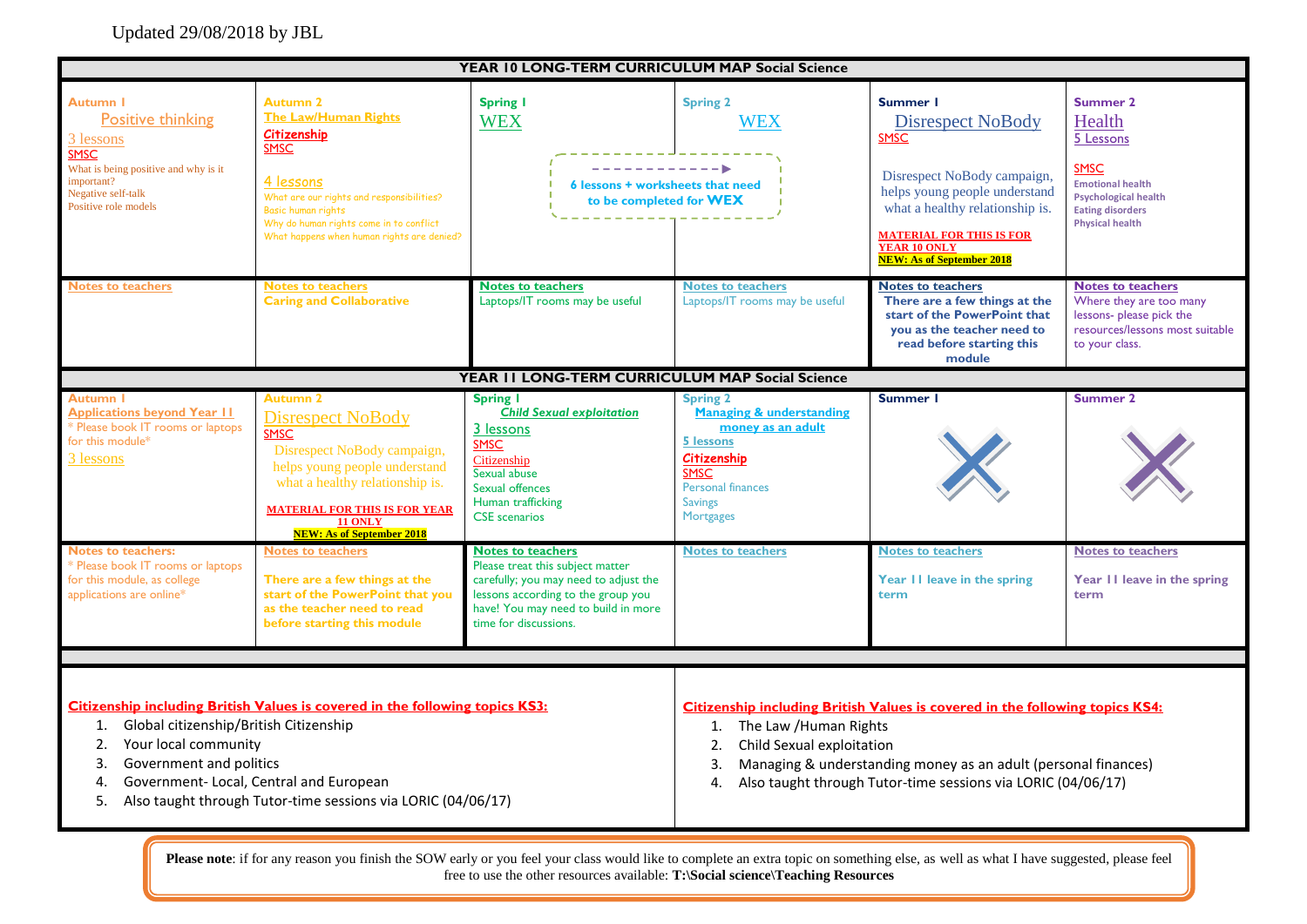Updated 29/08/2018 by JBL

## YEAR 10 LONG-TERM CURRICULUM MAP Social Science

| Autumn 1 | Autumn 2 | Spring 1 | Spring 2 | Summer 1 | Summer 2 |
|---|---|---|---|---|---|
| Positive thinking<br>3 lessons<br>SMSC<br>What is being positive and why is it important?<br>Negative self-talk<br>Positive role models | The Law/Human Rights<br>*Citizenship*<br>SMSC<br>4 lessons<br>What are our rights and responsibilities?<br>Basic human rights<br>Why do human rights come in to conflict<br>What happens when human rights are denied? | WEX<br>6 lessons + worksheets that need to be completed for **WEX** | WEX | Disrespect NoBody<br>SMSC<br>Disrespect NoBody campaign, helps young people understand what a healthy relationship is.<br>**MATERIAL FOR THIS IS FOR YEAR 10 ONLY**<br>**NEW: As of September 2018** | Health<br>5 Lessons<br>SMSC<br>Emotional health<br>Psychological health<br>Eating disorders<br>Physical health |
| Notes to teachers | Notes to teachers<br>**Caring and Collaborative** | Notes to teachers<br>Laptops/IT rooms may be useful | Notes to teachers<br>Laptops/IT rooms may be useful | Notes to teachers<br>**There are a few things at the start of the PowerPoint that you as the teacher need to read before starting this module** | Notes to teachers<br>Where they are too many lessons- please pick the resources/lessons most suitable to your class. |

## YEAR 11 LONG-TERM CURRICULUM MAP Social Science

| Autumn 1 | Autumn 2 | Spring 1 | Spring 2 | Summer 1 | Summer 2 |
|---|---|---|---|---|---|
| Applications beyond Year 11<br>* Please book IT rooms or laptops for this module*<br>3 lessons | Disrespect NoBody<br>SMSC<br>Disrespect NoBody campaign, helps young people understand what a healthy relationship is.<br>**MATERIAL FOR THIS IS FOR YEAR 11 ONLY**<br>**NEW: As of September 2018** | *Child Sexual exploitation*<br>3 lessons<br>SMSC<br>Citizenship<br>Sexual abuse<br>Sexual offences<br>Human trafficking<br>CSE scenarios | Managing & understanding money as an adult<br>5 lessons<br>*Citizenship*<br>SMSC<br>Personal finances<br>Savings<br>Mortgages | X | X |
| Notes to teachers:<br>* Please book IT rooms or laptops for this module, as college applications are online* | Notes to teachers<br>**There are a few things at the start of the PowerPoint that you as the teacher need to read before starting this module** | Notes to teachers<br>Please treat this subject matter carefully; you may need to adjust the lessons according to the group you have! You may need to build in more time for discussions. | Notes to teachers | Notes to teachers<br>**Year 11 leave in the spring term** | Notes to teachers<br>**Year 11 leave in the spring term** |

**Citizenship including British Values is covered in the following topics KS3:**

1. Global citizenship/British Citizenship
2. Your local community
3. Government and politics
4. Government- Local, Central and European
5. Also taught through Tutor-time sessions via LORIC (04/06/17)

**Citizenship including British Values is covered in the following topics KS4:**

1. The Law /Human Rights
2. Child Sexual exploitation
3. Managing & understanding money as an adult (personal finances)
4. Also taught through Tutor-time sessions via LORIC (04/06/17)

**Please note**: if for any reason you finish the SOW early or you feel your class would like to complete an extra topic on something else, as well as what I have suggested, please feel free to use the other resources available: **T:\Social science\Teaching Resources**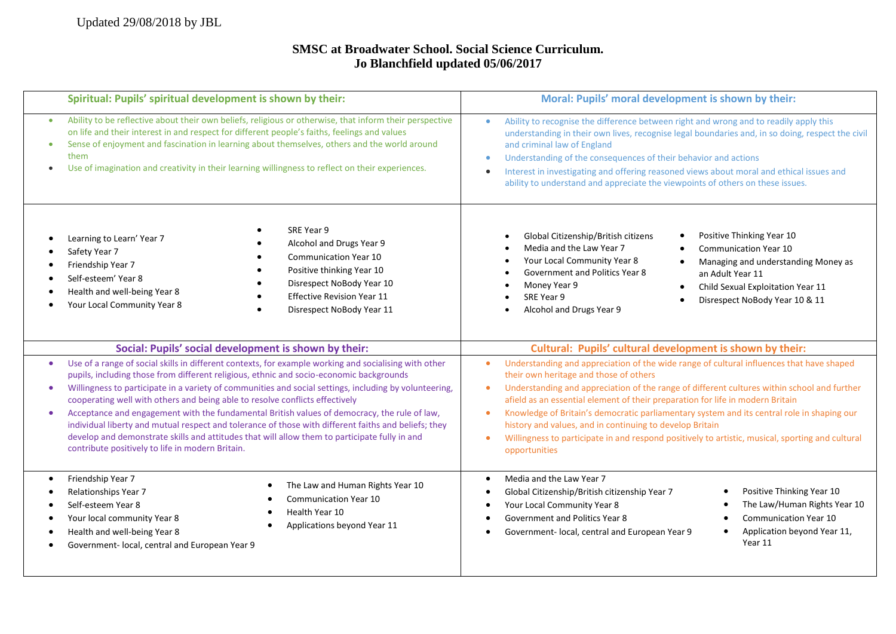Updated 29/08/2018 by JBL

# SMSC at Broadwater School. Social Science Curriculum.
## Jo Blanchfield updated 05/06/2017

### Spiritual: Pupils' spiritual development is shown by their:

- Ability to be reflective about their own beliefs, religious or otherwise, that inform their perspective on life and their interest in and respect for different people's faiths, feelings and values
- Sense of enjoyment and fascination in learning about themselves, others and the world around them
- Use of imagination and creativity in their learning willingness to reflect on their experiences.

- Learning to Learn' Year 7
- Safety Year 7
- Friendship Year 7
- Self-esteem' Year 8
- Health and well-being Year 8
- Your Local Community Year 8
- SRE Year 9
- Alcohol and Drugs Year 9
- Communication Year 10
- Positive thinking Year 10
- Disrespect NoBody Year 10
- Effective Revision Year 11
- Disrespect NoBody Year 11

### Moral: Pupils' moral development is shown by their:

- Ability to recognise the difference between right and wrong and to readily apply this understanding in their own lives, recognise legal boundaries and, in so doing, respect the civil and criminal law of England
- Understanding of the consequences of their behavior and actions
- Interest in investigating and offering reasoned views about moral and ethical issues and ability to understand and appreciate the viewpoints of others on these issues.

- Global Citizenship/British citizens
- Media and the Law Year 7
- Your Local Community Year 8
- Government and Politics Year 8
- Money Year 9
- SRE Year 9
- Alcohol and Drugs Year 9
- Positive Thinking Year 10
- Communication Year 10
- Managing and understanding Money as an Adult Year 11
- Child Sexual Exploitation Year 11
- Disrespect NoBody Year 10 & 11

### Social: Pupils' social development is shown by their:

- Use of a range of social skills in different contexts, for example working and socialising with other pupils, including those from different religious, ethnic and socio-economic backgrounds
- Willingness to participate in a variety of communities and social settings, including by volunteering, cooperating well with others and being able to resolve conflicts effectively
- Acceptance and engagement with the fundamental British values of democracy, the rule of law, individual liberty and mutual respect and tolerance of those with different faiths and beliefs; they develop and demonstrate skills and attitudes that will allow them to participate fully in and contribute positively to life in modern Britain.

- Friendship Year 7
- Relationships Year 7
- Self-esteem Year 8
- Your local community Year 8
- Health and well-being Year 8
- Government- local, central and European Year 9
- The Law and Human Rights Year 10
- Communication Year 10
- Health Year 10
- Applications beyond Year 11

### Cultural: Pupils' cultural development is shown by their:

- Understanding and appreciation of the wide range of cultural influences that have shaped their own heritage and those of others
- Understanding and appreciation of the range of different cultures within school and further afield as an essential element of their preparation for life in modern Britain
- Knowledge of Britain's democratic parliamentary system and its central role in shaping our history and values, and in continuing to develop Britain
- Willingness to participate in and respond positively to artistic, musical, sporting and cultural opportunities

- Media and the Law Year 7
- Global Citizenship/British citizenship Year 7
- Your Local Community Year 8
- Government and Politics Year 8
- Government- local, central and European Year 9
- Positive Thinking Year 10
- The Law/Human Rights Year 10
- Communication Year 10
- Application beyond Year 11, Year 11